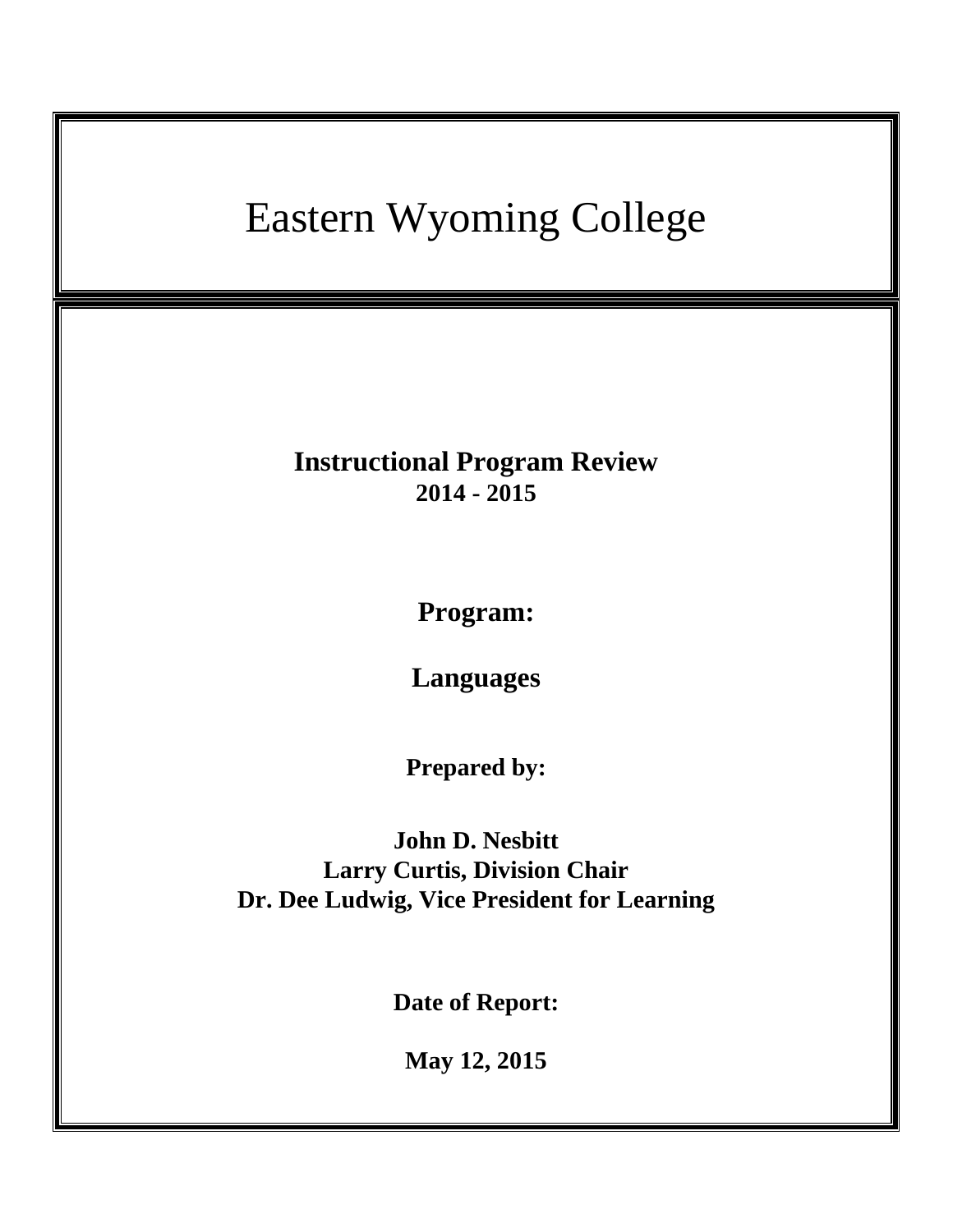# Eastern Wyoming College

**Instructional Program Review**
**2014 - 2015**

**Program:**

**Languages**

**Prepared by:**

**John D. Nesbitt**
**Larry Curtis, Division Chair**
**Dr. Dee Ludwig, Vice President for Learning**

**Date of Report:**

**May 12, 2015**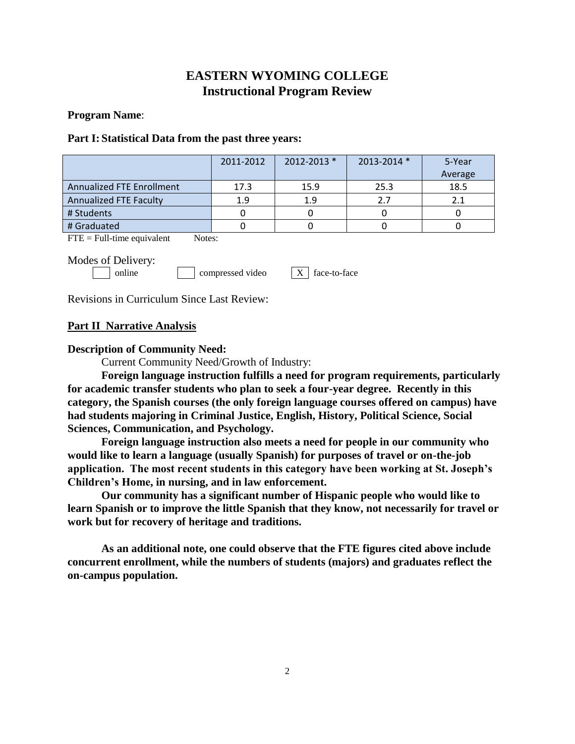# EASTERN WYOMING COLLEGE
## Instructional Program Review

**Program Name**:

**Part I: Statistical Data from the past three years:**

| | 2011-2012 | 2012-2013 * | 2013-2014 * | 5-Year Average |
|---|---|---|---|---|
| Annualized FTE Enrollment | 17.3 | 15.9 | 25.3 | 18.5 |
| Annualized FTE Faculty | 1.9 | 1.9 | 2.7 | 2.1 |
| # Students | 0 | 0 | 0 | 0 |
| # Graduated | 0 | 0 | 0 | 0 |

FTE = Full-time equivalent     Notes:

Modes of Delivery:

[ ] online     [ ] compressed video     [X] face-to-face

Revisions in Curriculum Since Last Review:

**Part II Narrative Analysis**

**Description of Community Need:**

Current Community Need/Growth of Industry:

**Foreign language instruction fulfills a need for program requirements, particularly for academic transfer students who plan to seek a four-year degree. Recently in this category, the Spanish courses (the only foreign language courses offered on campus) have had students majoring in Criminal Justice, English, History, Political Science, Social Sciences, Communication, and Psychology.**

**Foreign language instruction also meets a need for people in our community who would like to learn a language (usually Spanish) for purposes of travel or on-the-job application. The most recent students in this category have been working at St. Joseph's Children's Home, in nursing, and in law enforcement.**

**Our community has a significant number of Hispanic people who would like to learn Spanish or to improve the little Spanish that they know, not necessarily for travel or work but for recovery of heritage and traditions.**

**As an additional note, one could observe that the FTE figures cited above include concurrent enrollment, while the numbers of students (majors) and graduates reflect the on-campus population.**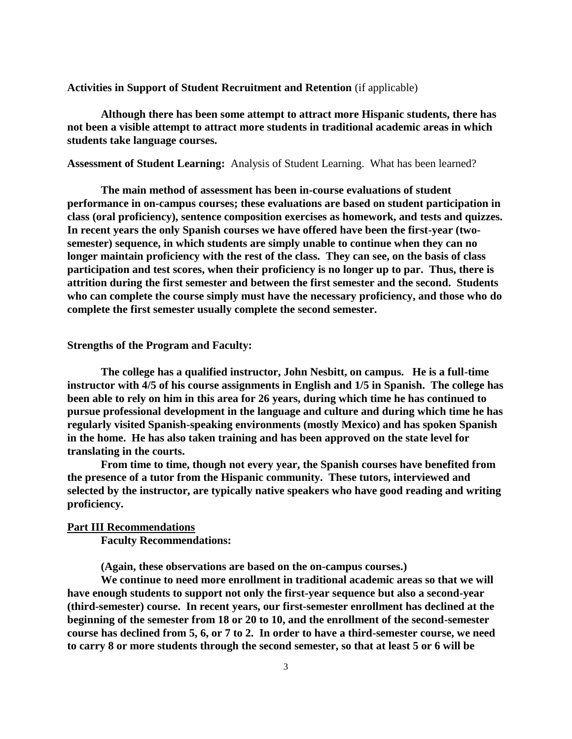**Activities in Support of Student Recruitment and Retention** (if applicable)

**Although there has been some attempt to attract more Hispanic students, there has not been a visible attempt to attract more students in traditional academic areas in which students take language courses.**

**Assessment of Student Learning:** Analysis of Student Learning. What has been learned?

**The main method of assessment has been in-course evaluations of student performance in on-campus courses; these evaluations are based on student participation in class (oral proficiency), sentence composition exercises as homework, and tests and quizzes. In recent years the only Spanish courses we have offered have been the first-year (two-semester) sequence, in which students are simply unable to continue when they can no longer maintain proficiency with the rest of the class. They can see, on the basis of class participation and test scores, when their proficiency is no longer up to par. Thus, there is attrition during the first semester and between the first semester and the second. Students who can complete the course simply must have the necessary proficiency, and those who do complete the first semester usually complete the second semester.**

**Strengths of the Program and Faculty:**

**The college has a qualified instructor, John Nesbitt, on campus. He is a full-time instructor with 4/5 of his course assignments in English and 1/5 in Spanish. The college has been able to rely on him in this area for 26 years, during which time he has continued to pursue professional development in the language and culture and during which time he has regularly visited Spanish-speaking environments (mostly Mexico) and has spoken Spanish in the home. He has also taken training and has been approved on the state level for translating in the courts.**

**From time to time, though not every year, the Spanish courses have benefited from the presence of a tutor from the Hispanic community. These tutors, interviewed and selected by the instructor, are typically native speakers who have good reading and writing proficiency.**

## Part III Recommendations

**Faculty Recommendations:**

**(Again, these observations are based on the on-campus courses.)**

**We continue to need more enrollment in traditional academic areas so that we will have enough students to support not only the first-year sequence but also a second-year (third-semester) course. In recent years, our first-semester enrollment has declined at the beginning of the semester from 18 or 20 to 10, and the enrollment of the second-semester course has declined from 5, 6, or 7 to 2. In order to have a third-semester course, we need to carry 8 or more students through the second semester, so that at least 5 or 6 will be**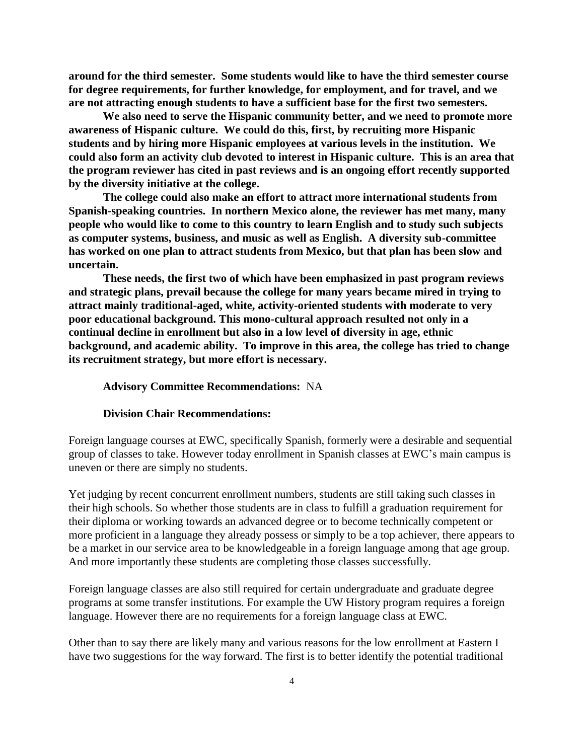**around for the third semester. Some students would like to have the third semester course for degree requirements, for further knowledge, for employment, and for travel, and we are not attracting enough students to have a sufficient base for the first two semesters.**

**We also need to serve the Hispanic community better, and we need to promote more awareness of Hispanic culture. We could do this, first, by recruiting more Hispanic students and by hiring more Hispanic employees at various levels in the institution. We could also form an activity club devoted to interest in Hispanic culture. This is an area that the program reviewer has cited in past reviews and is an ongoing effort recently supported by the diversity initiative at the college.**

**The college could also make an effort to attract more international students from Spanish-speaking countries. In northern Mexico alone, the reviewer has met many, many people who would like to come to this country to learn English and to study such subjects as computer systems, business, and music as well as English. A diversity sub-committee has worked on one plan to attract students from Mexico, but that plan has been slow and uncertain.**

**These needs, the first two of which have been emphasized in past program reviews and strategic plans, prevail because the college for many years became mired in trying to attract mainly traditional-aged, white, activity-oriented students with moderate to very poor educational background. This mono-cultural approach resulted not only in a continual decline in enrollment but also in a low level of diversity in age, ethnic background, and academic ability. To improve in this area, the college has tried to change its recruitment strategy, but more effort is necessary.**

**Advisory Committee Recommendations:** NA

**Division Chair Recommendations:**

Foreign language courses at EWC, specifically Spanish, formerly were a desirable and sequential group of classes to take. However today enrollment in Spanish classes at EWC's main campus is uneven or there are simply no students.

Yet judging by recent concurrent enrollment numbers, students are still taking such classes in their high schools. So whether those students are in class to fulfill a graduation requirement for their diploma or working towards an advanced degree or to become technically competent or more proficient in a language they already possess or simply to be a top achiever, there appears to be a market in our service area to be knowledgeable in a foreign language among that age group. And more importantly these students are completing those classes successfully.

Foreign language classes are also still required for certain undergraduate and graduate degree programs at some transfer institutions. For example the UW History program requires a foreign language. However there are no requirements for a foreign language class at EWC.

Other than to say there are likely many and various reasons for the low enrollment at Eastern I have two suggestions for the way forward. The first is to better identify the potential traditional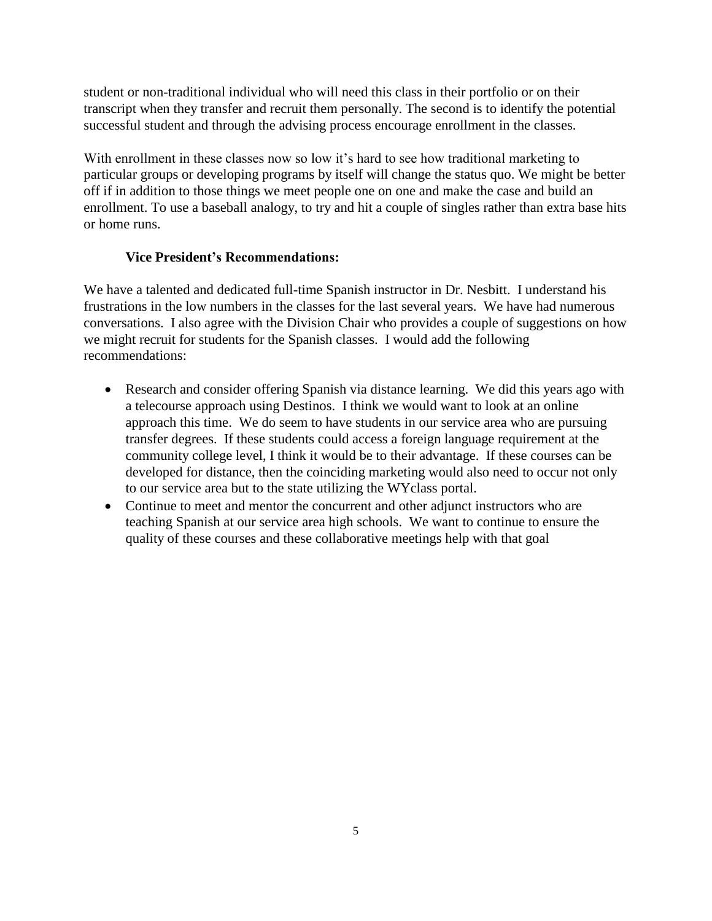student or non-traditional individual who will need this class in their portfolio or on their transcript when they transfer and recruit them personally. The second is to identify the potential successful student and through the advising process encourage enrollment in the classes.

With enrollment in these classes now so low it's hard to see how traditional marketing to particular groups or developing programs by itself will change the status quo. We might be better off if in addition to those things we meet people one on one and make the case and build an enrollment. To use a baseball analogy, to try and hit a couple of singles rather than extra base hits or home runs.

**Vice President's Recommendations:**

We have a talented and dedicated full-time Spanish instructor in Dr. Nesbitt. I understand his frustrations in the low numbers in the classes for the last several years. We have had numerous conversations. I also agree with the Division Chair who provides a couple of suggestions on how we might recruit for students for the Spanish classes. I would add the following recommendations:

- Research and consider offering Spanish via distance learning. We did this years ago with a telecourse approach using Destinos. I think we would want to look at an online approach this time. We do seem to have students in our service area who are pursuing transfer degrees. If these students could access a foreign language requirement at the community college level, I think it would be to their advantage. If these courses can be developed for distance, then the coinciding marketing would also need to occur not only to our service area but to the state utilizing the WYclass portal.
- Continue to meet and mentor the concurrent and other adjunct instructors who are teaching Spanish at our service area high schools. We want to continue to ensure the quality of these courses and these collaborative meetings help with that goal